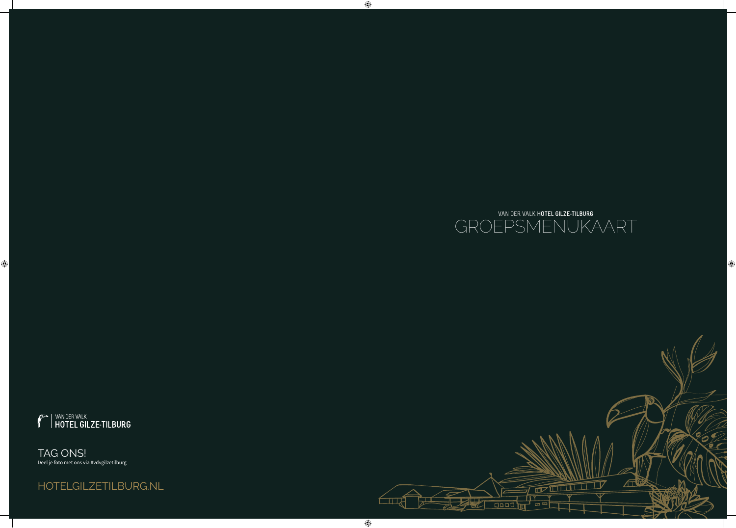VAN DER VALK **HOTEL GILZE-TILBURG**

# GROEPSMENUKAART

VAN DER VALK
**HOTEL GILZE-TILBURG**

## TAG ONS!

Deel je foto met ons via #vdvgilzetilburg

HOTELGILZETILBURG.NL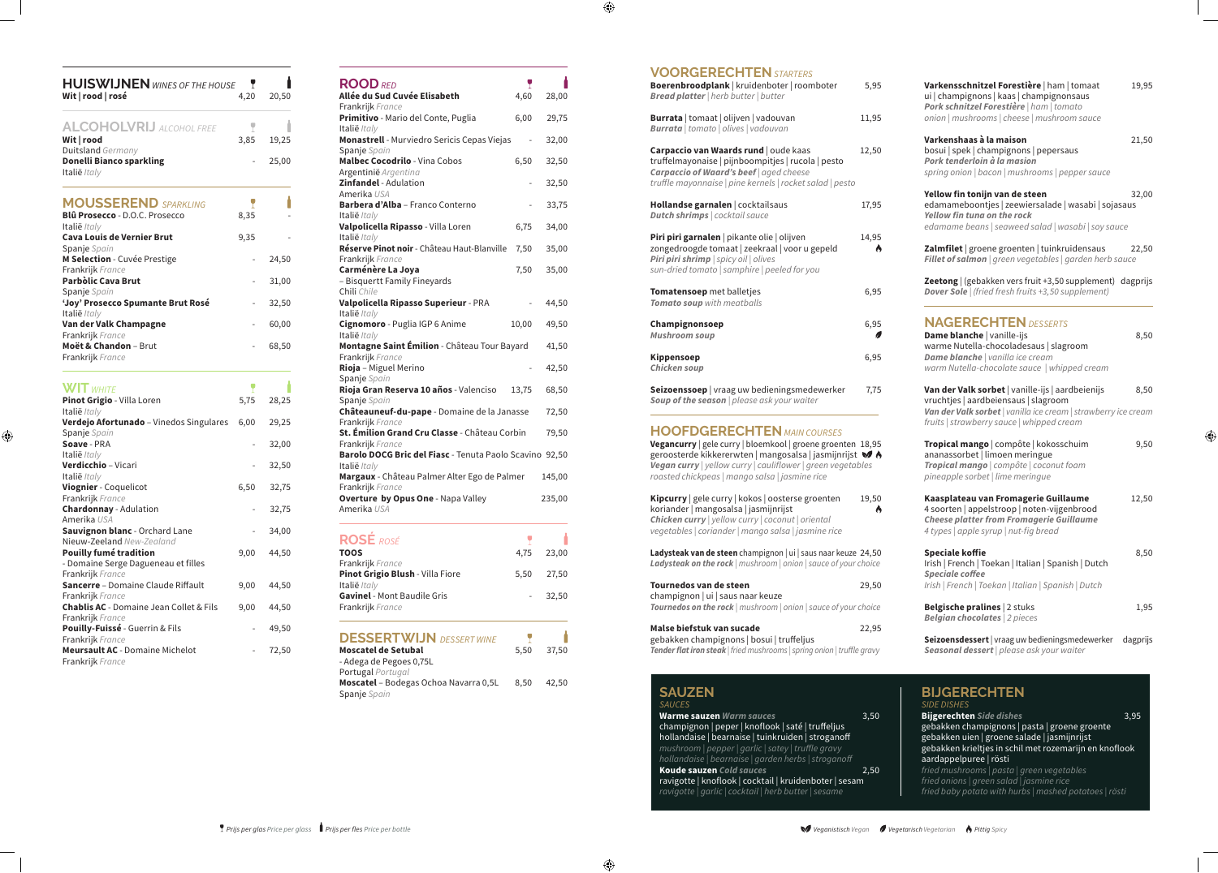## HUISWIJNEN *WINES OF THE HOUSE*

| | Glas | Fles |
|---|---|---|
| **Wit \| rood \| rosé** | 4,20 | 20,50 |

## ALCOHOLVRIJ *ALCOHOL FREE*

| | Glas | Fles |
|---|---|---|
| **Wit \| rood** – Duitsland *Germany* | 3,85 | 19,25 |
| **Donelli Bianco sparkling** – Italië *Italy* | - | 25,00 |

## MOUSSEREND *SPARKLING*

| | Glas | Fles |
|---|---|---|
| **Blû Prosecco** - D.O.C. Prosecco – Italië *Italy* | 8,35 | - |
| **Cava Louis de Vernier Brut** – Spanje *Spain* | 9,35 | - |
| **M Selection** - Cuvée Prestige – Frankrijk *France* | - | 24,50 |
| **Parbòlic Cava Brut** – Spanje *Spain* | - | 31,00 |
| **'Joy' Prosecco Spumante Brut Rosé** – Italië *Italy* | - | 32,50 |
| **Van der Valk Champagne** – Frankrijk *France* | - | 60,00 |
| **Moët & Chandon** – Brut – Frankrijk *France* | - | 68,50 |

## WIT *WHITE*

| | Glas | Fles |
|---|---|---|
| **Pinot Grigio** - Villa Loren – Italië *Italy* | 5,75 | 28,25 |
| **Verdejo Afortunado** – Vinedos Singulares – Spanje *Spain* | 6,00 | 29,25 |
| **Soave** - PRA – Italië *Italy* | - | 32,00 |
| **Verdicchio** – Vicari – Italië *Italy* | - | 32,50 |
| **Viognier** - Coquelicot – Frankrijk *France* | 6,50 | 32,75 |
| **Chardonnay** - Adulation – Amerika *USA* | - | 32,75 |
| **Sauvignon blanc** - Orchard Lane – Nieuw-Zeeland *New-Zealand* | - | 34,00 |
| **Pouilly fumé tradition** - Domaine Serge Dagueneau et filles – Frankrijk *France* | 9,00 | 44,50 |
| **Sancerre** – Domaine Claude Riffault – Frankrijk *France* | 9,00 | 44,50 |
| **Chablis AC** - Domaine Jean Collet & Fils – Frankrijk *France* | 9,00 | 44,50 |
| **Pouilly-Fuissé** - Guerrin & Fils – Frankrijk *France* | - | 49,50 |
| **Meursault AC** - Domaine Michelot – Frankrijk *France* | - | 72,50 |

## ROOD *RED*

| | Glas | Fles |
|---|---|---|
| **Allée du Sud Cuvée Elisabeth** – Frankrijk *France* | 4,60 | 28,00 |
| **Primitivo** - Mario del Conte, Puglia – Italië *Italy* | 6,00 | 29,75 |
| **Monastrell** - Murviedro Sericis Cepas Viejas – Spanje *Spain* | - | 32,00 |
| **Malbec Cocodrilo** - Vina Cobos – Argentinië *Argentina* | 6,50 | 32,50 |
| **Zinfandel** - Adulation – Amerika *USA* | - | 32,50 |
| **Barbera d'Alba** – Franco Conterno – Italië *Italy* | - | 33,75 |
| **Valpolicella Ripasso** - Villa Loren – Italië *Italy* | 6,75 | 34,00 |
| **Réserve Pinot noir** - Château Haut-Blanville – Frankrijk *France* | 7,50 | 35,00 |
| **Carménère La Joya** – Bisquertt Family Fineyards – Chili *Chile* | 7,50 | 35,00 |
| **Valpolicella Ripasso Superieur** - PRA – Italië *Italy* | - | 44,50 |
| **Cignomoro** - Puglia IGP 6 Anime – Italië *Italy* | 10,00 | 49,50 |
| **Montagne Saint Émilion** - Château Tour Bayard – Frankrijk *France* | | 41,50 |
| **Rioja** – Miguel Merino – Spanje *Spain* | - | 42,50 |
| **Rioja Gran Reserva 10 años** - Valenciso – Spanje *Spain* | 13,75 | 68,50 |
| **Châteauneuf-du-pape** - Domaine de la Janasse – Frankrijk *France* | | 72,50 |
| **St. Émilion Grand Cru Classe** - Château Corbin – Frankrijk *France* | | 79,50 |
| **Barolo DOCG Bric del Fiasc** - Tenuta Paolo Scavino – Italië *Italy* | | 92,50 |
| **Margaux** - Château Palmer Alter Ego de Palmer – Frankrijk *France* | | 145,00 |
| **Overture by Opus One** - Napa Valley – Amerika *USA* | | 235,00 |

## ROSÉ *ROSÉ*

| | Glas | Fles |
|---|---|---|
| **TOOS** – Frankrijk *France* | 4,75 | 23,00 |
| **Pinot Grigio Blush** - Villa Fiore – Italië *Italy* | 5,50 | 27,50 |
| **Gavinel** - Mont Baudile Gris – Frankrijk *France* | - | 32,50 |

## DESSERTWIJN *DESSERT WINE*

| | Glas | Fles |
|---|---|---|
| **Moscatel de Setubal** - Adega de Pegoes 0,75L – Portugal *Portugal* | 5,50 | 37,50 |
| **Moscatel** – Bodegas Ochoa Navarra 0,5L – Spanje *Spain* | 8,50 | 42,50 |

## VOORGERECHTEN *STARTERS*

**Boerenbroodplank** | kruidenboter | roomboter — 5,95
*Bread platter | herb butter | butter*

**Burrata** | tomaat | olijven | vadouvan — 11,95
*Burrata | tomato | olives | vadouvan*

**Carpaccio van Waards rund** | oude kaas | truffelmayonaise | pijnboompitjes | rucola | pesto — 12,50
*Carpaccio of Waard's beef | aged cheese | truffle mayonnaise | pine kernels | rocket salad | pesto*

**Hollandse garnalen** | cocktailsaus — 17,95
*Dutch shrimps | cocktail sauce*

**Piri piri garnalen** | pikante olie | olijven | zongedroogde tomaat | zeekraal | voor u gepeld — 14,95 (Pittig)
*Piri piri shrimp | spicy oil | olives | sun-dried tomato | samphire | peeled for you*

**Tomatensoep** met balletjes — 6,95
*Tomato soup with meatballs*

**Champignonsoep** — 6,95 (Vegetarisch)
*Mushroom soup*

**Kippensoep** — 6,95
*Chicken soup*

**Seizoenssoep** | vraag uw bedieningsmedewerker — 7,75
*Soup of the season | please ask your waiter*

## HOOFDGERECHTEN *MAIN COURSES*

**Vegancurry** | gele curry | bloemkool | groene groenten | geroosterde kikkererwten | mangosalsa | jasmijnrijst — 18,95 (Veganistisch, Pittig)
*Vegan curry | yellow curry | cauliflower | green vegetables | roasted chickpeas | mango salsa | jasmine rice*

**Kipcurry** | gele curry | kokos | oosterse groenten | koriander | mangosalsa | jasmijnrijst — 19,50 (Pittig)
*Chicken curry | yellow curry | coconut | oriental vegetables | coriander | mango salsa | jasmine rice*

**Ladysteak van de steen** champignon | ui | saus naar keuze — 24,50
*Ladysteak on the rock | mushroom | onion | sauce of your choice*

**Tournedos van de steen** champignon | ui | saus naar keuze — 29,50
*Tournedos on the rock | mushroom | onion | sauce of your choice*

**Malse biefstuk van sucade** gebakken champignons | bosui | truffeljus — 22,95
*Tender flat iron steak | fried mushrooms | spring onion | truffle gravy*

**Varkensschnitzel Forestière** | ham | tomaat | ui | champignons | kaas | champignonsaus — 19,95
*Pork schnitzel Forestière | ham | tomato | onion | mushrooms | cheese | mushroom sauce*

**Varkenshaas à la maison** bosui | spek | champignons | pepersaus — 21,50
*Pork tenderloin à la maison | spring onion | bacon | mushrooms | pepper sauce*

**Yellow fin tonijn van de steen** edamameboontjes | zeewiersalade | wasabi | sojasaus — 32,00
*Yellow fin tuna on the rock | edamame beans | seaweed salad | wasabi | soy sauce*

**Zalmfilet** | groene groenten | tuinkruidensaus — 22,50
*Fillet of salmon | green vegetables | garden herb sauce*

**Zeetong** | (gebakken vers fruit +3,50 supplement) — dagprijs
*Dover Sole | (fried fresh fruits +3,50 supplement)*

## NAGERECHTEN *DESSERTS*

**Dame blanche** | vanille-ijs | warme Nutella-chocoladesaus | slagroom — 8,50
*Dame blanche | vanilla ice cream | warm Nutella-chocolate sauce | whipped cream*

**Van der Valk sorbet** | vanille-ijs | aardbeienijs | vruchtjes | aardbeiensaus | slagroom — 8,50
*Van der Valk sorbet | vanilla ice cream | strawberry ice cream | fruits | strawberry sauce | whipped cream*

**Tropical mango** | compôte | kokosschuim | ananassorbet | limoen meringue — 9,50
*Tropical mango | compôte | coconut foam | pineapple sorbet | lime meringue*

**Kaasplateau van Fromagerie Guillaume** 4 soorten | appelstroop | noten-vijgenbrood — 12,50
*Cheese platter from Fromagerie Guillaume | 4 types | apple syrup | nut-fig bread*

**Speciale koffie** Irish | French | Toekan | Italian | Spanish | Dutch — 8,50
*Speciale coffee | Irish | French | Toekan | Italian | Spanish | Dutch*

**Belgische pralines** | 2 stuks — 1,95
*Belgian chocolates | 2 pieces*

**Seizoensdessert** | vraag uw bedieningsmedewerker — dagprijs
*Seasonal dessert | please ask your waiter*

## SAUZEN *SAUCES*

**Warme sauzen** *Warm sauces* — 3,50
champignon | peper | knoflook | saté | truffeljus | hollandaise | bearnaise | tuinkruiden | stroganoff
*mushroom | pepper | garlic | satey | truffle gravy | hollandaise | bearnaise | garden herbs | stroganoff*

**Koude sauzen** *Cold sauces* — 2,50
ravigotte | knoflook | cocktail | kruidenboter | sesam
*ravigotte | garlic | cocktail | herb butter | sesame*

## BIJGERECHTEN *SIDE DISHES*

**Bijgerechten** *Side dishes* — 3,95
gebakken champignons | pasta | groene groente | gebakken uien | groene salade | jasmijnrijst | gebakken krieltjes in schil met rozemarijn en knoflook | aardappelpuree | rösti
*fried mushrooms | pasta | green vegetables | fried onions | green salad | jasmine rice | fried baby potato with hurbs | mashed potatoes | rösti*

Prijs per glas *Price per glass* | Prijs per fles *Price per bottle*

Veganistisch *Vegan* | Vegetarisch *Vegetarian* | Pittig *Spicy*